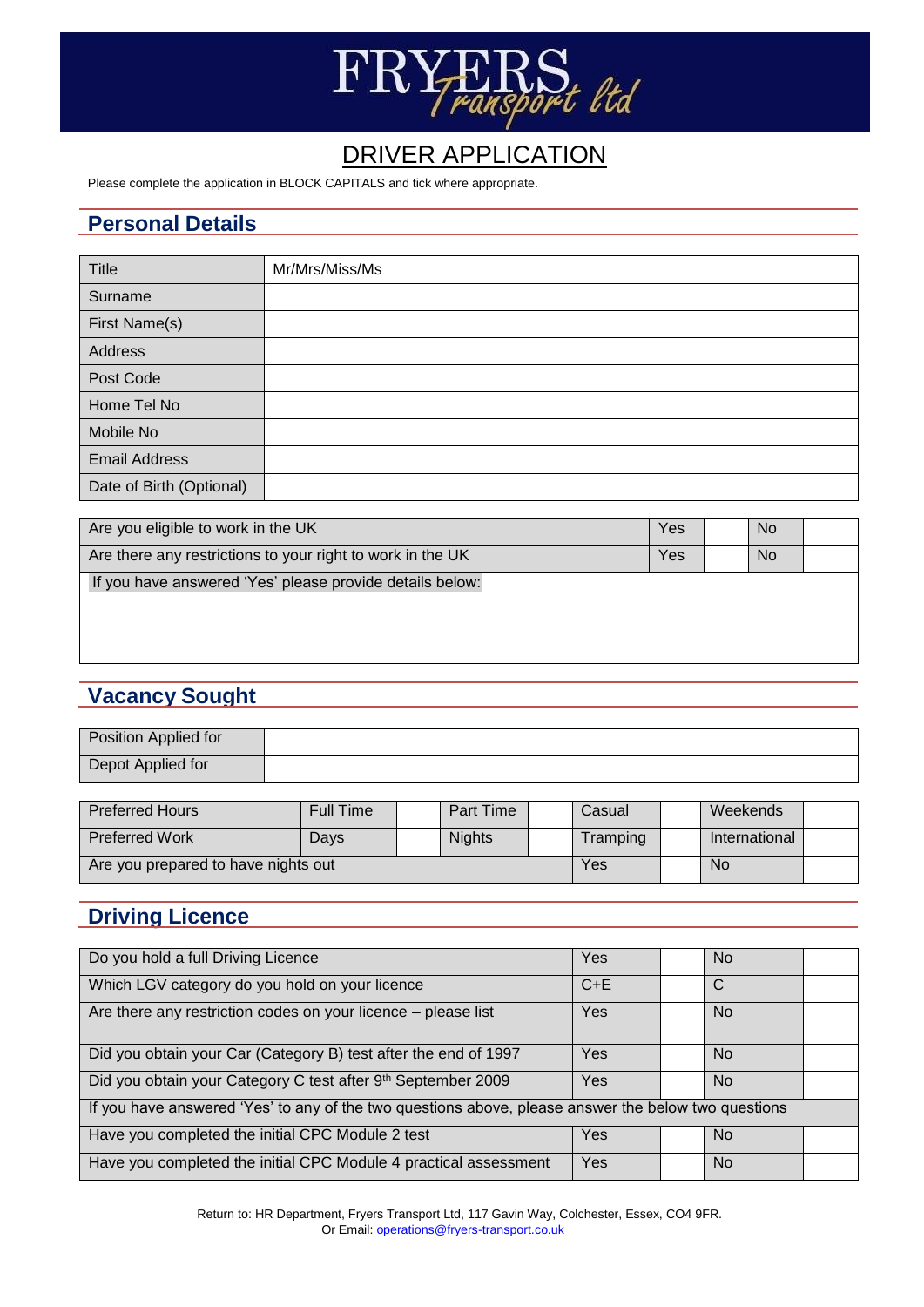# FRYERS Transport ltd

## DRIVER APPLICATION

Please complete the application in BLOCK CAPITALS and tick where appropriate.

## Personal Details

| | |
|---|---|
| Title | Mr/Mrs/Miss/Ms |
| Surname | |
| First Name(s) | |
| Address | |
| Post Code | |
| Home Tel No | |
| Mobile No | |
| Email Address | |
| Date of Birth (Optional) | |

| | | | | |
|---|---|---|---|---|
| Are you eligible to work in the UK | Yes | | No | |
| Are there any restrictions to your right to work in the UK | Yes | | No | |
| If you have answered 'Yes' please provide details below: | | | | |

## Vacancy Sought

| | |
|---|---|
| Position Applied for | |
| Depot Applied for | |

| | | | | | | | | |
|---|---|---|---|---|---|---|---|---|
| Preferred Hours | Full Time | | Part Time | | Casual | | Weekends | |
| Preferred Work | Days | | Nights | | Tramping | | International | |
| Are you prepared to have nights out | | | | | Yes | | No | |

## Driving Licence

| | | | | |
|---|---|---|---|---|
| Do you hold a full Driving Licence | Yes | | No | |
| Which LGV category do you hold on your licence | C+E | | C | |
| Are there any restriction codes on your licence – please list | Yes | | No | |
| Did you obtain your Car (Category B) test after the end of 1997 | Yes | | No | |
| Did you obtain your Category C test after 9th September 2009 | Yes | | No | |
| If you have answered 'Yes' to any of the two questions above, please answer the below two questions | | | | |
| Have you completed the initial CPC Module 2 test | Yes | | No | |
| Have you completed the initial CPC Module 4 practical assessment | Yes | | No | |

Return to: HR Department, Fryers Transport Ltd, 117 Gavin Way, Colchester, Essex, CO4 9FR.
Or Email: operations@fryers-transport.co.uk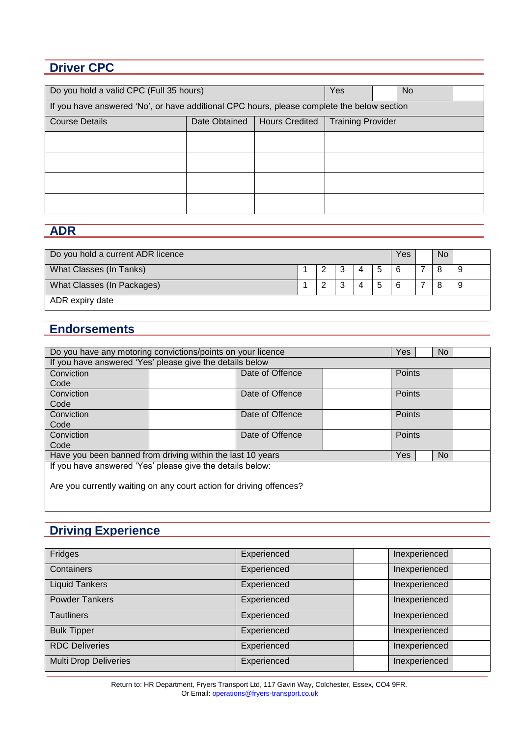## Driver CPC

| Do you hold a valid CPC (Full 35 hours) | | | Yes | | No | |
|---|---|---|---|---|---|---|
| If you have answered 'No', or have additional CPC hours, please complete the below section | | | | | | |
| Course Details | Date Obtained | Hours Credited | Training Provider | | | |
| | | | | | | |
| | | | | | | |
| | | | | | | |
| | | | | | | |

## ADR

| Do you hold a current ADR licence | | | | | | Yes | | No | |
|---|---|---|---|---|---|---|---|---|---|
| What Classes (In Tanks) | 1 | 2 | 3 | 4 | 5 | 6 | 7 | 8 | 9 |
| What Classes (In Packages) | 1 | 2 | 3 | 4 | 5 | 6 | 7 | 8 | 9 |
| ADR expiry date | | | | | | | | | |

## Endorsements

| Do you have any motoring convictions/points on your licence | | | | Yes | | No | |
|---|---|---|---|---|---|---|---|
| If you have answered 'Yes' please give the details below | | | | | | | |
| Conviction Code | | Date of Offence | | Points | | | |
| Conviction Code | | Date of Offence | | Points | | | |
| Conviction Code | | Date of Offence | | Points | | | |
| Conviction Code | | Date of Offence | | Points | | | |
| Have you been banned from driving within the last 10 years | | | | Yes | | No | |
| If you have answered 'Yes' please give the details below:<br><br>Are you currently waiting on any court action for driving offences? | | | | | | | |

## Driving Experience

| Fridges | Experienced | | Inexperienced | |
|---|---|---|---|---|
| Containers | Experienced | | Inexperienced | |
| Liquid Tankers | Experienced | | Inexperienced | |
| Powder Tankers | Experienced | | Inexperienced | |
| Tautliners | Experienced | | Inexperienced | |
| Bulk Tipper | Experienced | | Inexperienced | |
| RDC Deliveries | Experienced | | Inexperienced | |
| Multi Drop Deliveries | Experienced | | Inexperienced | |

Return to: HR Department, Fryers Transport Ltd, 117 Gavin Way, Colchester, Essex, CO4 9FR.
Or Email: operations@fryers-transport.co.uk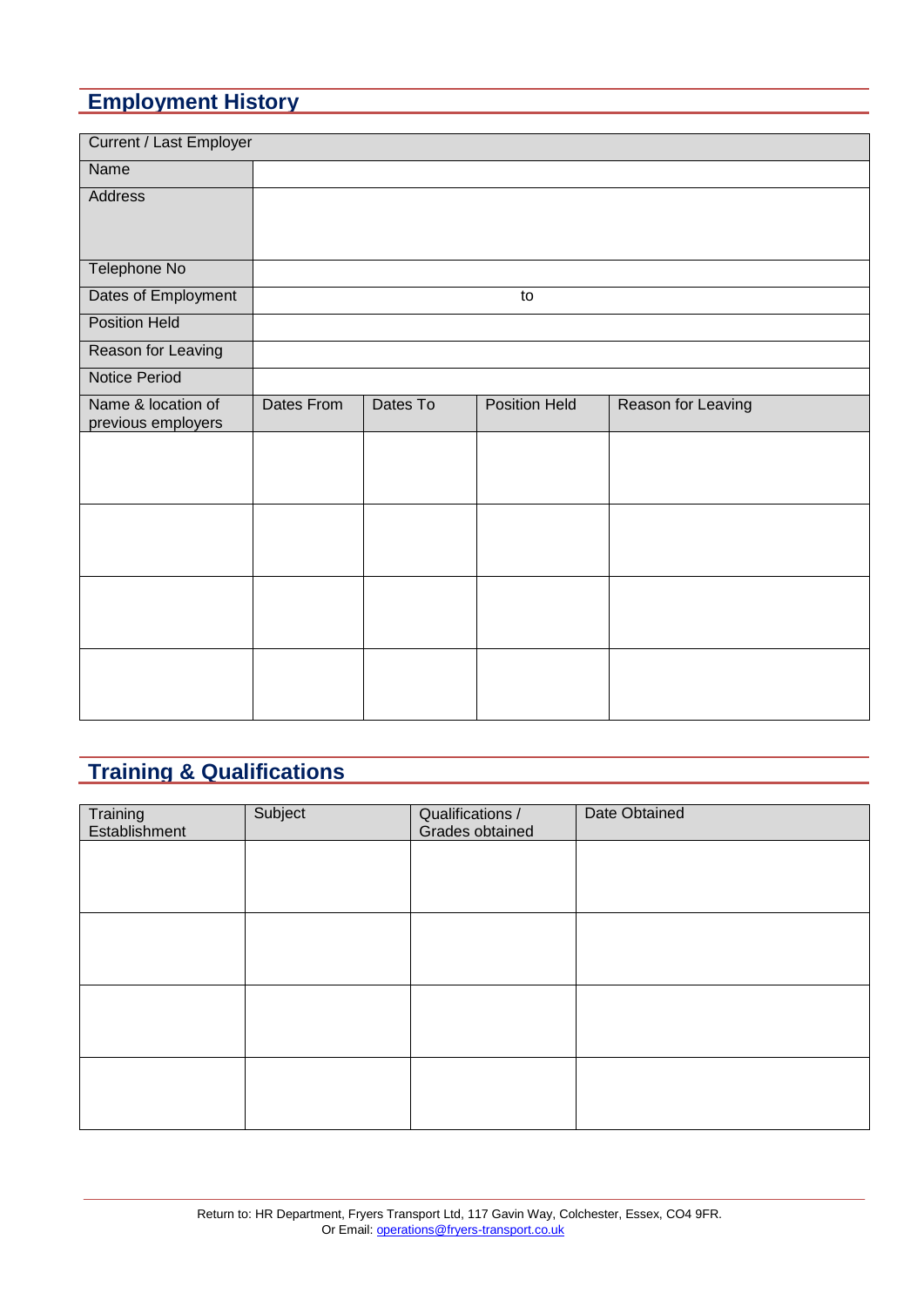## Employment History

| Current / Last Employer | | | | |
|---|---|---|---|---|
| Name | | | | |
| Address | | | | |
| Telephone No | | | | |
| Dates of Employment | | to | | |
| Position Held | | | | |
| Reason for Leaving | | | | |
| Notice Period | | | | |
| Name & location of previous employers | Dates From | Dates To | Position Held | Reason for Leaving |
| | | | | |
| | | | | |
| | | | | |
| | | | | |

## Training & Qualifications

| Training Establishment | Subject | Qualifications / Grades obtained | Date Obtained |
|---|---|---|---|
| | | | |
| | | | |
| | | | |
| | | | |

Return to: HR Department, Fryers Transport Ltd, 117 Gavin Way, Colchester, Essex, CO4 9FR.
Or Email: operations@fryers-transport.co.uk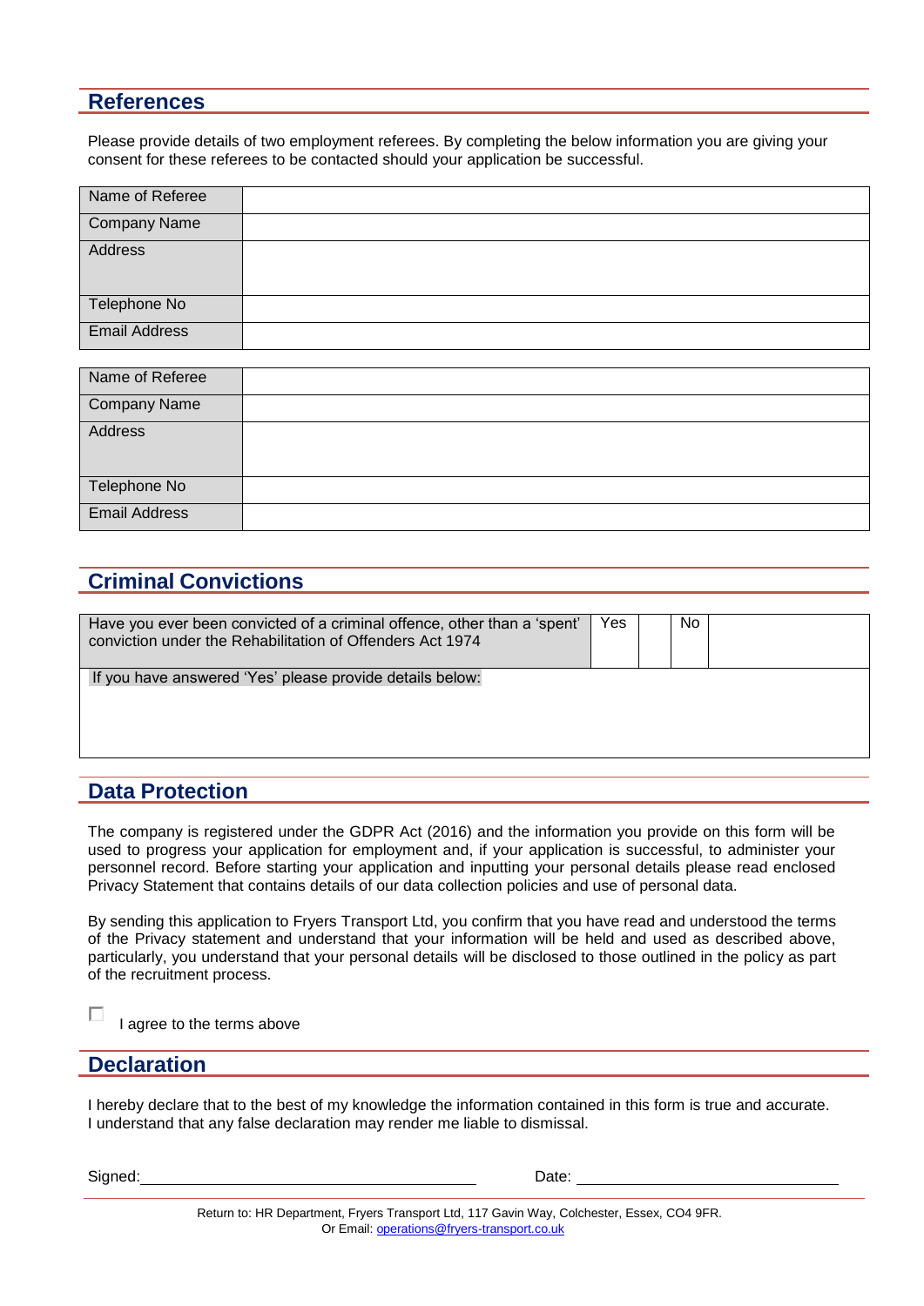## References

Please provide details of two employment referees. By completing the below information you are giving your consent for these referees to be contacted should your application be successful.

| | |
|---|---|
| Name of Referee | |
| Company Name | |
| Address | |
| Telephone No | |
| Email Address | |

| | |
|---|---|
| Name of Referee | |
| Company Name | |
| Address | |
| Telephone No | |
| Email Address | |

## Criminal Convictions

| | | | | |
|---|---|---|---|---|
| Have you ever been convicted of a criminal offence, other than a 'spent' conviction under the Rehabilitation of Offenders Act 1974 | Yes | | No | |
| If you have answered 'Yes' please provide details below: | | | | |

## Data Protection

The company is registered under the GDPR Act (2016) and the information you provide on this form will be used to progress your application for employment and, if your application is successful, to administer your personnel record. Before starting your application and inputting your personal details please read enclosed Privacy Statement that contains details of our data collection policies and use of personal data.

By sending this application to Fryers Transport Ltd, you confirm that you have read and understood the terms of the Privacy statement and understand that your information will be held and used as described above, particularly, you understand that your personal details will be disclosed to those outlined in the policy as part of the recruitment process.

☐ I agree to the terms above

## Declaration

I hereby declare that to the best of my knowledge the information contained in this form is true and accurate. I understand that any false declaration may render me liable to dismissal.

Signed: ______________________________ Date: ______________________________

Return to: HR Department, Fryers Transport Ltd, 117 Gavin Way, Colchester, Essex, CO4 9FR.
Or Email: operations@fryers-transport.co.uk